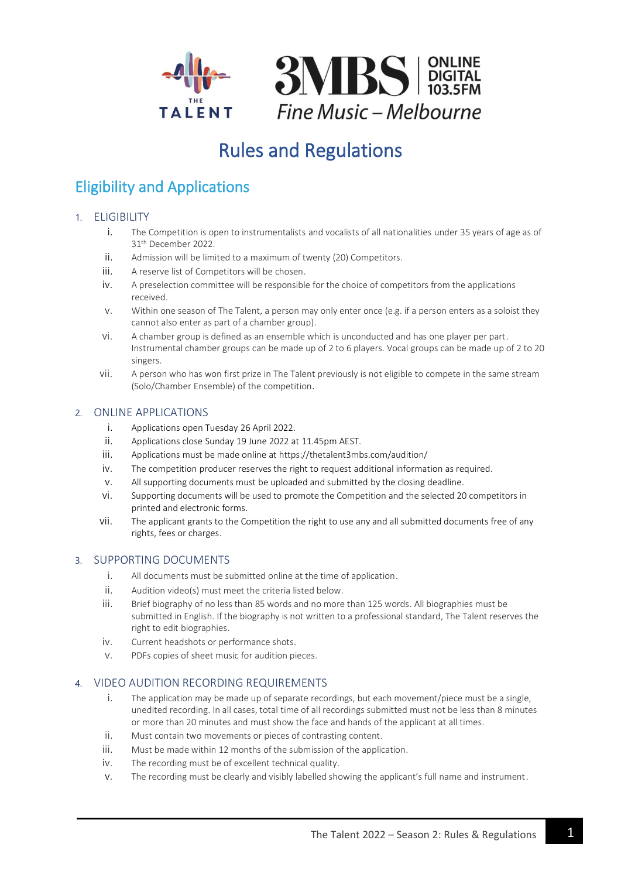THE TALENT

3MBS | ONLINE DIGITAL 103.5FM

*Fine Music – Melbourne*

# Rules and Regulations

## Eligibility and Applications

### 1. ELIGIBILITY

i. The Competition is open to instrumentalists and vocalists of all nationalities under 35 years of age as of 31[th] December 2022.

ii. Admission will be limited to a maximum of twenty (20) Competitors.

iii. A reserve list of Competitors will be chosen.

iv. A preselection committee will be responsible for the choice of competitors from the applications received.

v. Within one season of The Talent, a person may only enter once (e.g. if a person enters as a soloist they cannot also enter as part of a chamber group).

vi. A chamber group is defined as an ensemble which is unconducted and has one player per part. Instrumental chamber groups can be made up of 2 to 6 players. Vocal groups can be made up of 2 to 20 singers.

vii. A person who has won first prize in The Talent previously is not eligible to compete in the same stream (Solo/Chamber Ensemble) of the competition.

### 2. ONLINE APPLICATIONS

i. Applications open Tuesday 26 April 2022.

ii. Applications close Sunday 19 June 2022 at 11.45pm AEST.

iii. Applications must be made online at https://thetalent3mbs.com/audition/

iv. The competition producer reserves the right to request additional information as required.

v. All supporting documents must be uploaded and submitted by the closing deadline.

vi. Supporting documents will be used to promote the Competition and the selected 20 competitors in printed and electronic forms.

vii. The applicant grants to the Competition the right to use any and all submitted documents free of any rights, fees or charges.

### 3. SUPPORTING DOCUMENTS

i. All documents must be submitted online at the time of application.

ii. Audition video(s) must meet the criteria listed below.

iii. Brief biography of no less than 85 words and no more than 125 words. All biographies must be submitted in English. If the biography is not written to a professional standard, The Talent reserves the right to edit biographies.

iv. Current headshots or performance shots.

v. PDFs copies of sheet music for audition pieces.

### 4. VIDEO AUDITION RECORDING REQUIREMENTS

i. The application may be made up of separate recordings, but each movement/piece must be a single, unedited recording. In all cases, total time of all recordings submitted must not be less than 8 minutes or more than 20 minutes and must show the face and hands of the applicant at all times.

ii. Must contain two movements or pieces of contrasting content.

iii. Must be made within 12 months of the submission of the application.

iv. The recording must be of excellent technical quality.

v. The recording must be clearly and visibly labelled showing the applicant's full name and instrument.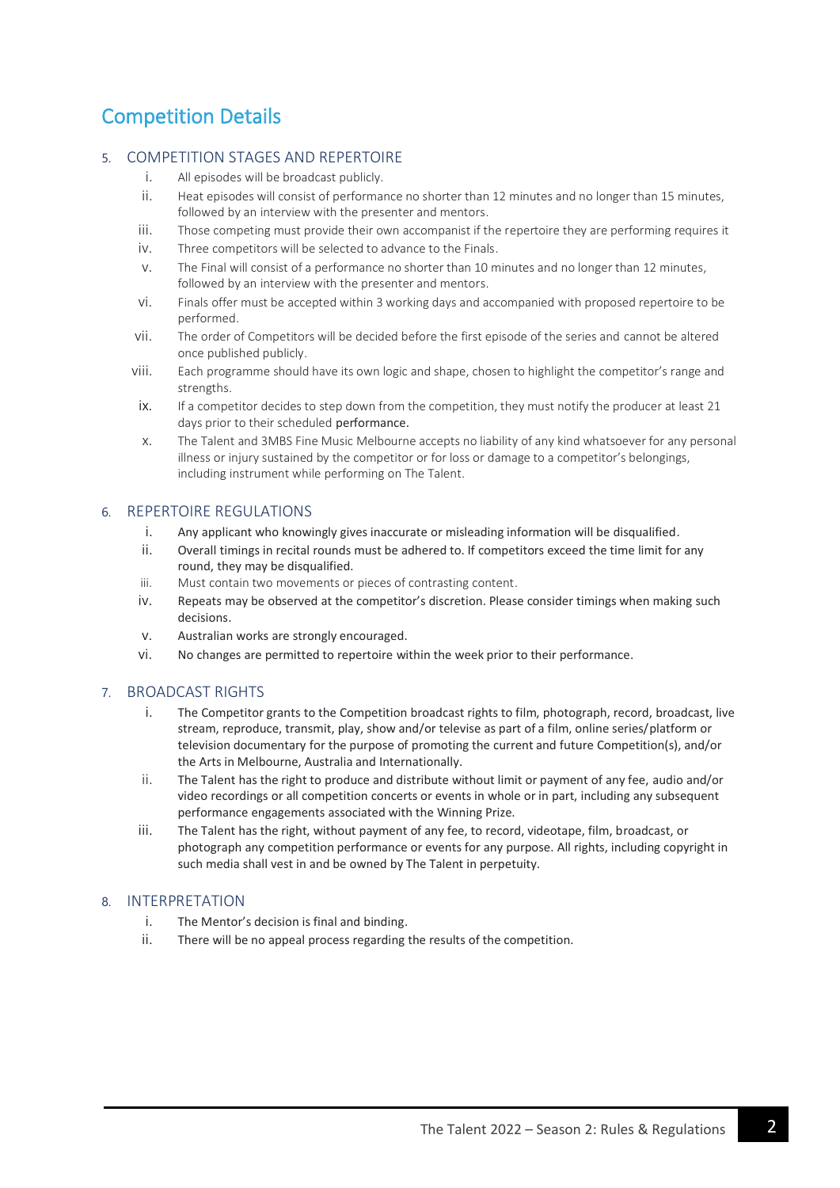# Competition Details

## 5. COMPETITION STAGES AND REPERTOIRE

i. All episodes will be broadcast publicly.

ii. Heat episodes will consist of performance no shorter than 12 minutes and no longer than 15 minutes, followed by an interview with the presenter and mentors.

iii. Those competing must provide their own accompanist if the repertoire they are performing requires it

iv. Three competitors will be selected to advance to the Finals.

v. The Final will consist of a performance no shorter than 10 minutes and no longer than 12 minutes, followed by an interview with the presenter and mentors.

vi. Finals offer must be accepted within 3 working days and accompanied with proposed repertoire to be performed.

vii. The order of Competitors will be decided before the first episode of the series and cannot be altered once published publicly.

viii. Each programme should have its own logic and shape, chosen to highlight the competitor's range and strengths.

ix. If a competitor decides to step down from the competition, they must notify the producer at least 21 days prior to their scheduled performance.

x. The Talent and 3MBS Fine Music Melbourne accepts no liability of any kind whatsoever for any personal illness or injury sustained by the competitor or for loss or damage to a competitor's belongings, including instrument while performing on The Talent.

## 6. REPERTOIRE REGULATIONS

i. Any applicant who knowingly gives inaccurate or misleading information will be disqualified.

ii. Overall timings in recital rounds must be adhered to. If competitors exceed the time limit for any round, they may be disqualified.

iii. Must contain two movements or pieces of contrasting content.

iv. Repeats may be observed at the competitor's discretion. Please consider timings when making such decisions.

v. Australian works are strongly encouraged.

vi. No changes are permitted to repertoire within the week prior to their performance.

## 7. BROADCAST RIGHTS

i. The Competitor grants to the Competition broadcast rights to film, photograph, record, broadcast, live stream, reproduce, transmit, play, show and/or televise as part of a film, online series/platform or television documentary for the purpose of promoting the current and future Competition(s), and/or the Arts in Melbourne, Australia and Internationally.

ii. The Talent has the right to produce and distribute without limit or payment of any fee, audio and/or video recordings or all competition concerts or events in whole or in part, including any subsequent performance engagements associated with the Winning Prize.

iii. The Talent has the right, without payment of any fee, to record, videotape, film, broadcast, or photograph any competition performance or events for any purpose. All rights, including copyright in such media shall vest in and be owned by The Talent in perpetuity.

## 8. INTERPRETATION

i. The Mentor's decision is final and binding.

ii. There will be no appeal process regarding the results of the competition.